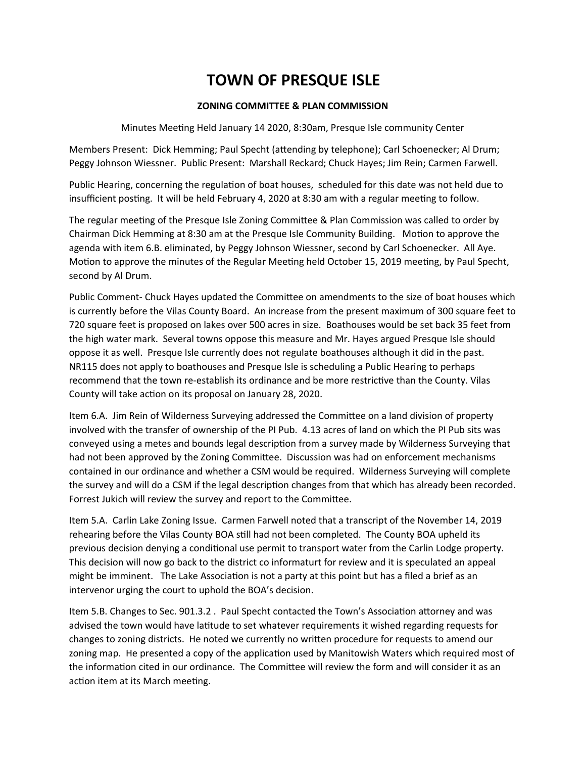# TOWN OF PRESQUE ISLE

**ZONING COMMITTEE & PLAN COMMISSION**

Minutes Meeting Held January 14 2020, 8:30am, Presque Isle community Center

Members Present: Dick Hemming; Paul Specht (attending by telephone); Carl Schoenecker; Al Drum; Peggy Johnson Wiessner. Public Present: Marshall Reckard; Chuck Hayes; Jim Rein; Carmen Farwell.

Public Hearing, concerning the regulation of boat houses, scheduled for this date was not held due to insufficient posting. It will be held February 4, 2020 at 8:30 am with a regular meeting to follow.

The regular meeting of the Presque Isle Zoning Committee & Plan Commission was called to order by Chairman Dick Hemming at 8:30 am at the Presque Isle Community Building. Motion to approve the agenda with item 6.B. eliminated, by Peggy Johnson Wiessner, second by Carl Schoenecker. All Aye. Motion to approve the minutes of the Regular Meeting held October 15, 2019 meeting, by Paul Specht, second by Al Drum.

Public Comment- Chuck Hayes updated the Committee on amendments to the size of boat houses which is currently before the Vilas County Board. An increase from the present maximum of 300 square feet to 720 square feet is proposed on lakes over 500 acres in size. Boathouses would be set back 35 feet from the high water mark. Several towns oppose this measure and Mr. Hayes argued Presque Isle should oppose it as well. Presque Isle currently does not regulate boathouses although it did in the past. NR115 does not apply to boathouses and Presque Isle is scheduling a Public Hearing to perhaps recommend that the town re-establish its ordinance and be more restrictive than the County. Vilas County will take action on its proposal on January 28, 2020.

Item 6.A. Jim Rein of Wilderness Surveying addressed the Committee on a land division of property involved with the transfer of ownership of the PI Pub. 4.13 acres of land on which the PI Pub sits was conveyed using a metes and bounds legal description from a survey made by Wilderness Surveying that had not been approved by the Zoning Committee. Discussion was had on enforcement mechanisms contained in our ordinance and whether a CSM would be required. Wilderness Surveying will complete the survey and will do a CSM if the legal description changes from that which has already been recorded. Forrest Jukich will review the survey and report to the Committee.

Item 5.A. Carlin Lake Zoning Issue. Carmen Farwell noted that a transcript of the November 14, 2019 rehearing before the Vilas County BOA still had not been completed. The County BOA upheld its previous decision denying a conditional use permit to transport water from the Carlin Lodge property. This decision will now go back to the district co informaturt for review and it is speculated an appeal might be imminent. The Lake Association is not a party at this point but has a filed a brief as an intervenor urging the court to uphold the BOA's decision.

Item 5.B. Changes to Sec. 901.3.2 . Paul Specht contacted the Town's Association attorney and was advised the town would have latitude to set whatever requirements it wished regarding requests for changes to zoning districts. He noted we currently no written procedure for requests to amend our zoning map. He presented a copy of the application used by Manitowish Waters which required most of the information cited in our ordinance. The Committee will review the form and will consider it as an action item at its March meeting.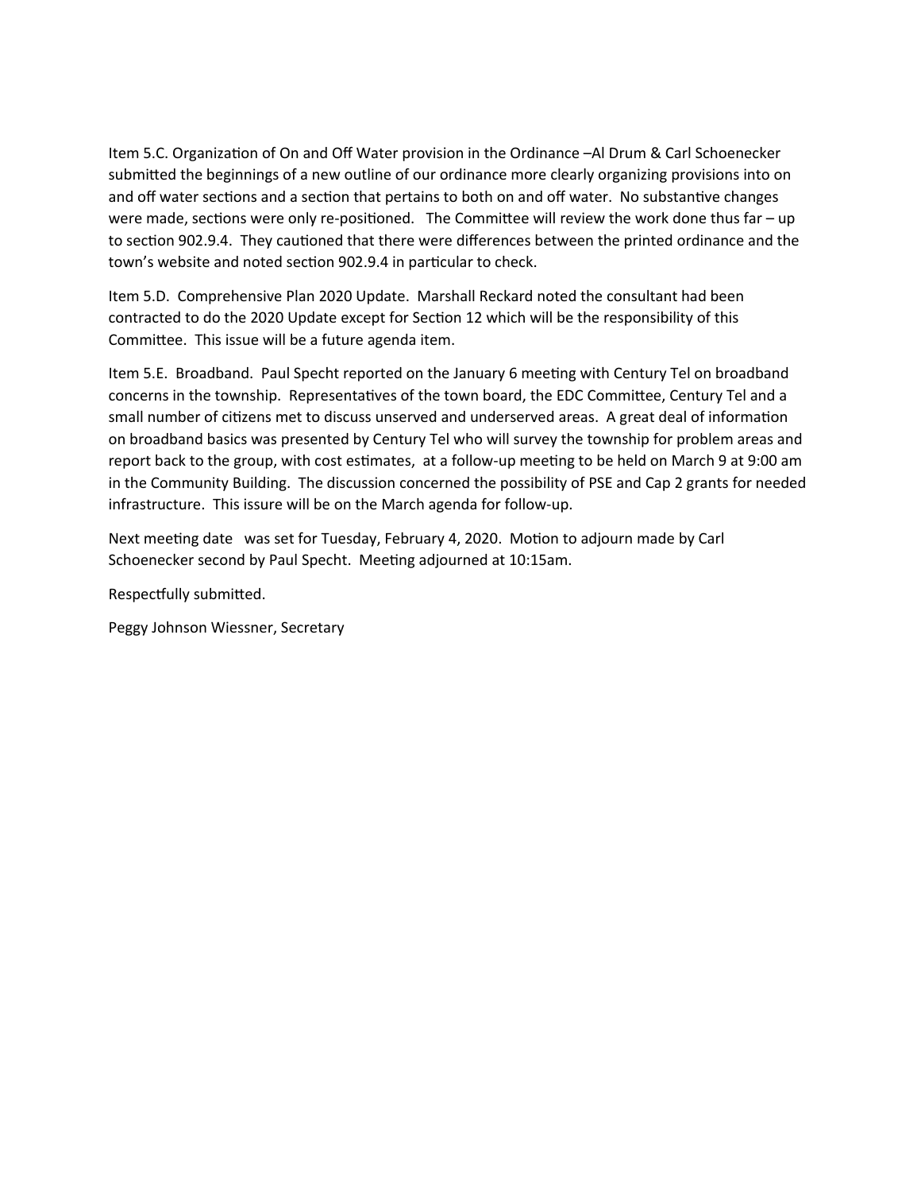Item 5.C. Organization of On and Off Water provision in the Ordinance –Al Drum & Carl Schoenecker submitted the beginnings of a new outline of our ordinance more clearly organizing provisions into on and off water sections and a section that pertains to both on and off water. No substantive changes were made, sections were only re-positioned. The Committee will review the work done thus far – up to section 902.9.4. They cautioned that there were differences between the printed ordinance and the town's website and noted section 902.9.4 in particular to check.

Item 5.D. Comprehensive Plan 2020 Update. Marshall Reckard noted the consultant had been contracted to do the 2020 Update except for Section 12 which will be the responsibility of this Committee. This issue will be a future agenda item.

Item 5.E. Broadband. Paul Specht reported on the January 6 meeting with Century Tel on broadband concerns in the township. Representatives of the town board, the EDC Committee, Century Tel and a small number of citizens met to discuss unserved and underserved areas. A great deal of information on broadband basics was presented by Century Tel who will survey the township for problem areas and report back to the group, with cost estimates, at a follow-up meeting to be held on March 9 at 9:00 am in the Community Building. The discussion concerned the possibility of PSE and Cap 2 grants for needed infrastructure. This issue will be on the March agenda for follow-up.

Next meeting date was set for Tuesday, February 4, 2020. Motion to adjourn made by Carl Schoenecker second by Paul Specht. Meeting adjourned at 10:15am.

Respectfully submitted.

Peggy Johnson Wiessner, Secretary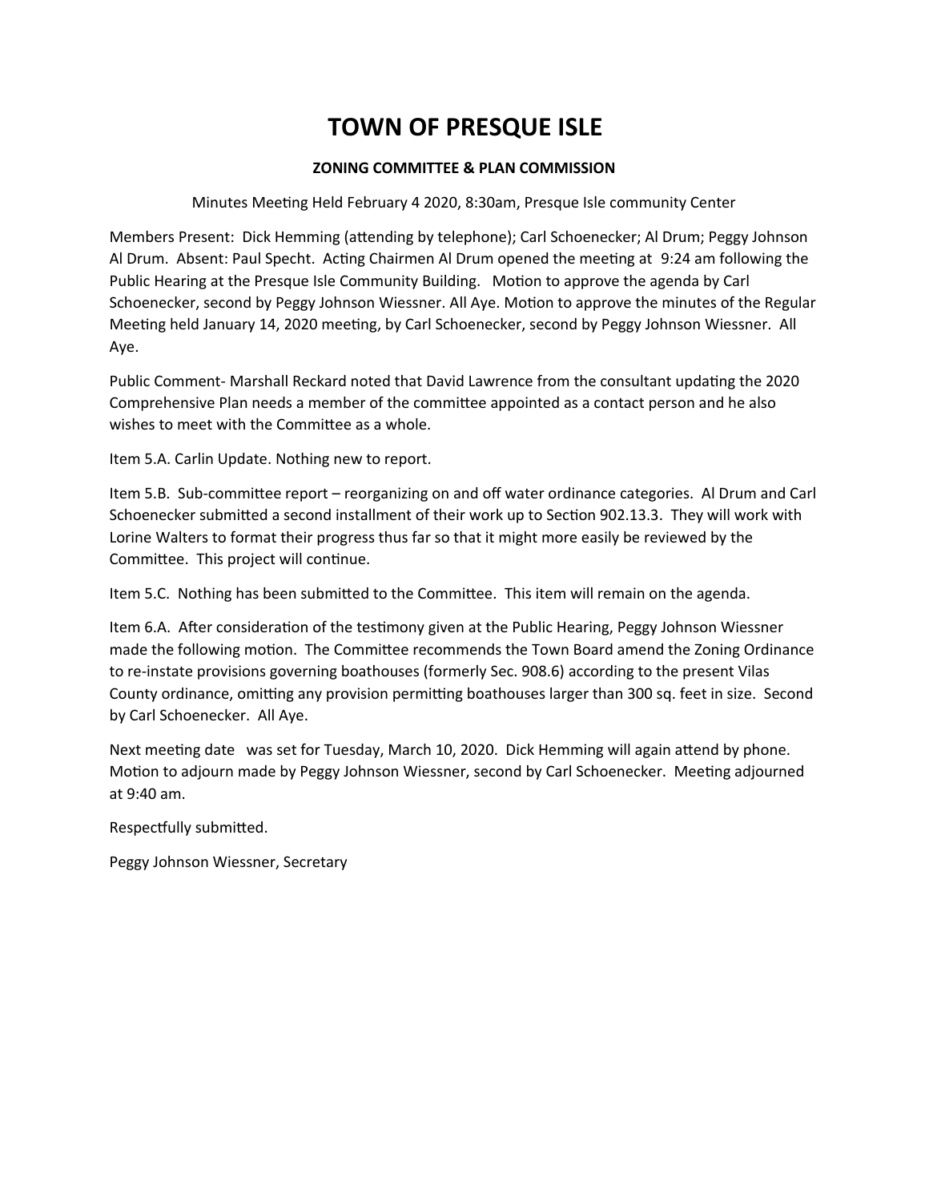# TOWN OF PRESQUE ISLE

**ZONING COMMITTEE & PLAN COMMISSION**

Minutes Meeting Held February 4 2020, 8:30am, Presque Isle community Center

Members Present: Dick Hemming (attending by telephone); Carl Schoenecker; Al Drum; Peggy Johnson Al Drum. Absent: Paul Specht. Acting Chairmen Al Drum opened the meeting at 9:24 am following the Public Hearing at the Presque Isle Community Building. Motion to approve the agenda by Carl Schoenecker, second by Peggy Johnson Wiessner. All Aye. Motion to approve the minutes of the Regular Meeting held January 14, 2020 meeting, by Carl Schoenecker, second by Peggy Johnson Wiessner. All Aye.

Public Comment- Marshall Reckard noted that David Lawrence from the consultant updating the 2020 Comprehensive Plan needs a member of the committee appointed as a contact person and he also wishes to meet with the Committee as a whole.

Item 5.A. Carlin Update. Nothing new to report.

Item 5.B. Sub-committee report – reorganizing on and off water ordinance categories. Al Drum and Carl Schoenecker submitted a second installment of their work up to Section 902.13.3. They will work with Lorine Walters to format their progress thus far so that it might more easily be reviewed by the Committee. This project will continue.

Item 5.C. Nothing has been submitted to the Committee. This item will remain on the agenda.

Item 6.A. After consideration of the testimony given at the Public Hearing, Peggy Johnson Wiessner made the following motion. The Committee recommends the Town Board amend the Zoning Ordinance to re-instate provisions governing boathouses (formerly Sec. 908.6) according to the present Vilas County ordinance, omitting any provision permitting boathouses larger than 300 sq. feet in size. Second by Carl Schoenecker. All Aye.

Next meeting date was set for Tuesday, March 10, 2020. Dick Hemming will again attend by phone. Motion to adjourn made by Peggy Johnson Wiessner, second by Carl Schoenecker. Meeting adjourned at 9:40 am.

Respectfully submitted.

Peggy Johnson Wiessner, Secretary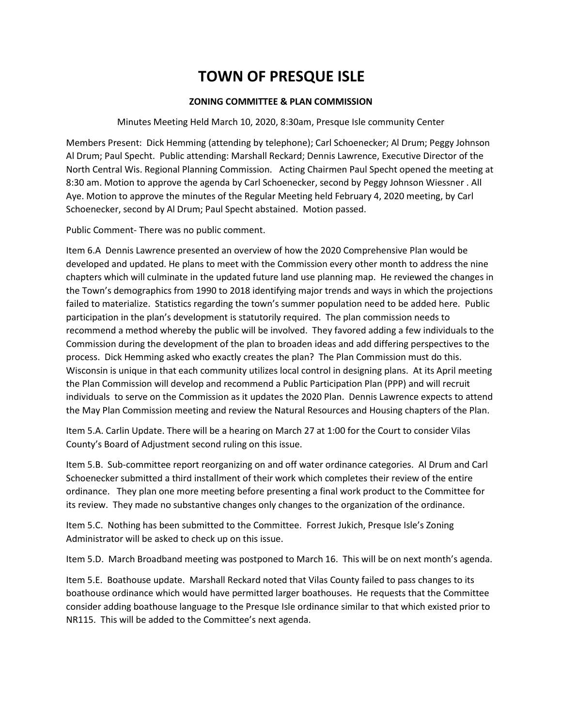# TOWN OF PRESQUE ISLE

**ZONING COMMITTEE & PLAN COMMISSION**

Minutes Meeting Held March 10, 2020, 8:30am, Presque Isle community Center

Members Present: Dick Hemming (attending by telephone); Carl Schoenecker; Al Drum; Peggy Johnson Al Drum; Paul Specht. Public attending: Marshall Reckard; Dennis Lawrence, Executive Director of the North Central Wis. Regional Planning Commission. Acting Chairmen Paul Specht opened the meeting at 8:30 am. Motion to approve the agenda by Carl Schoenecker, second by Peggy Johnson Wiessner . All Aye. Motion to approve the minutes of the Regular Meeting held February 4, 2020 meeting, by Carl Schoenecker, second by Al Drum; Paul Specht abstained. Motion passed.

Public Comment- There was no public comment.

Item 6.A Dennis Lawrence presented an overview of how the 2020 Comprehensive Plan would be developed and updated. He plans to meet with the Commission every other month to address the nine chapters which will culminate in the updated future land use planning map. He reviewed the changes in the Town's demographics from 1990 to 2018 identifying major trends and ways in which the projections failed to materialize. Statistics regarding the town's summer population need to be added here. Public participation in the plan's development is statutorily required. The plan commission needs to recommend a method whereby the public will be involved. They favored adding a few individuals to the Commission during the development of the plan to broaden ideas and add differing perspectives to the process. Dick Hemming asked who exactly creates the plan? The Plan Commission must do this. Wisconsin is unique in that each community utilizes local control in designing plans. At its April meeting the Plan Commission will develop and recommend a Public Participation Plan (PPP) and will recruit individuals to serve on the Commission as it updates the 2020 Plan. Dennis Lawrence expects to attend the May Plan Commission meeting and review the Natural Resources and Housing chapters of the Plan.

Item 5.A. Carlin Update. There will be a hearing on March 27 at 1:00 for the Court to consider Vilas County's Board of Adjustment second ruling on this issue.

Item 5.B. Sub-committee report reorganizing on and off water ordinance categories. Al Drum and Carl Schoenecker submitted a third installment of their work which completes their review of the entire ordinance. They plan one more meeting before presenting a final work product to the Committee for its review. They made no substantive changes only changes to the organization of the ordinance.

Item 5.C. Nothing has been submitted to the Committee. Forrest Jukich, Presque Isle's Zoning Administrator will be asked to check up on this issue.

Item 5.D. March Broadband meeting was postponed to March 16. This will be on next month's agenda.

Item 5.E. Boathouse update. Marshall Reckard noted that Vilas County failed to pass changes to its boathouse ordinance which would have permitted larger boathouses. He requests that the Committee consider adding boathouse language to the Presque Isle ordinance similar to that which existed prior to NR115. This will be added to the Committee's next agenda.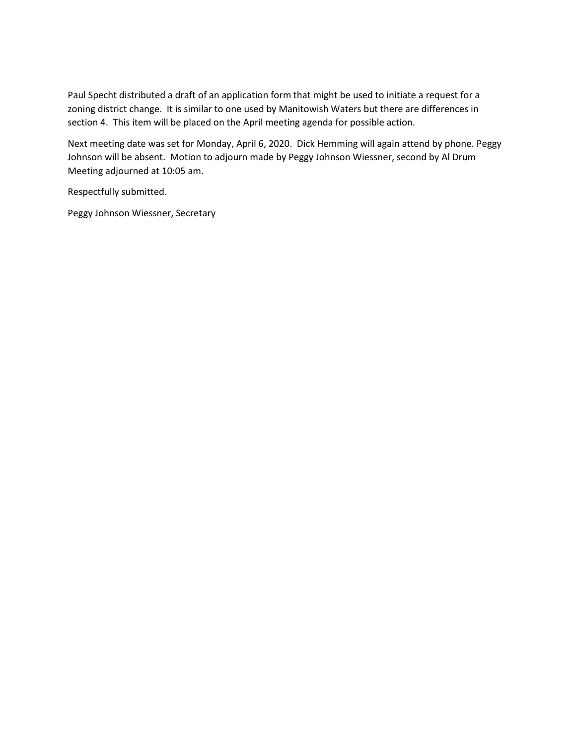Paul Specht distributed a draft of an application form that might be used to initiate a request for a zoning district change. It is similar to one used by Manitowish Waters but there are differences in section 4. This item will be placed on the April meeting agenda for possible action.

Next meeting date was set for Monday, April 6, 2020. Dick Hemming will again attend by phone. Peggy Johnson will be absent. Motion to adjourn made by Peggy Johnson Wiessner, second by Al Drum Meeting adjourned at 10:05 am.

Respectfully submitted.

Peggy Johnson Wiessner, Secretary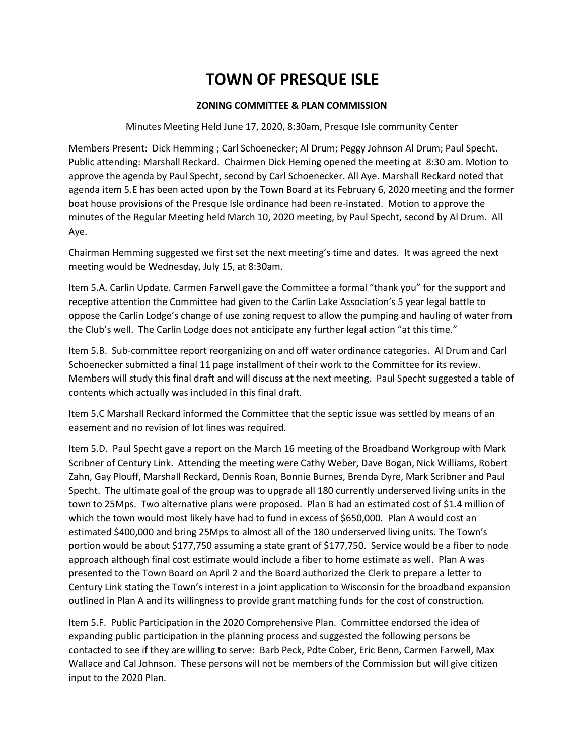# TOWN OF PRESQUE ISLE

## ZONING COMMITTEE & PLAN COMMISSION

Minutes Meeting Held June 17, 2020, 8:30am, Presque Isle community Center

Members Present: Dick Hemming ; Carl Schoenecker; Al Drum; Peggy Johnson Al Drum; Paul Specht. Public attending: Marshall Reckard. Chairmen Dick Heming opened the meeting at 8:30 am. Motion to approve the agenda by Paul Specht, second by Carl Schoenecker. All Aye. Marshall Reckard noted that agenda item 5.E has been acted upon by the Town Board at its February 6, 2020 meeting and the former boat house provisions of the Presque Isle ordinance had been re-instated. Motion to approve the minutes of the Regular Meeting held March 10, 2020 meeting, by Paul Specht, second by Al Drum. All Aye.

Chairman Hemming suggested we first set the next meeting's time and dates. It was agreed the next meeting would be Wednesday, July 15, at 8:30am.

Item 5.A. Carlin Update. Carmen Farwell gave the Committee a formal "thank you" for the support and receptive attention the Committee had given to the Carlin Lake Association's 5 year legal battle to oppose the Carlin Lodge's change of use zoning request to allow the pumping and hauling of water from the Club's well. The Carlin Lodge does not anticipate any further legal action "at this time."

Item 5.B. Sub-committee report reorganizing on and off water ordinance categories. Al Drum and Carl Schoenecker submitted a final 11 page installment of their work to the Committee for its review. Members will study this final draft and will discuss at the next meeting. Paul Specht suggested a table of contents which actually was included in this final draft.

Item 5.C Marshall Reckard informed the Committee that the septic issue was settled by means of an easement and no revision of lot lines was required.

Item 5.D. Paul Specht gave a report on the March 16 meeting of the Broadband Workgroup with Mark Scribner of Century Link. Attending the meeting were Cathy Weber, Dave Bogan, Nick Williams, Robert Zahn, Gay Plouff, Marshall Reckard, Dennis Roan, Bonnie Burnes, Brenda Dyre, Mark Scribner and Paul Specht. The ultimate goal of the group was to upgrade all 180 currently underserved living units in the town to 25Mps. Two alternative plans were proposed. Plan B had an estimated cost of $1.4 million of which the town would most likely have had to fund in excess of $650,000. Plan A would cost an estimated $400,000 and bring 25Mps to almost all of the 180 underserved living units. The Town's portion would be about $177,750 assuming a state grant of $177,750. Service would be a fiber to node approach although final cost estimate would include a fiber to home estimate as well. Plan A was presented to the Town Board on April 2 and the Board authorized the Clerk to prepare a letter to Century Link stating the Town's interest in a joint application to Wisconsin for the broadband expansion outlined in Plan A and its willingness to provide grant matching funds for the cost of construction.

Item 5.F. Public Participation in the 2020 Comprehensive Plan. Committee endorsed the idea of expanding public participation in the planning process and suggested the following persons be contacted to see if they are willing to serve: Barb Peck, Pdte Cober, Eric Benn, Carmen Farwell, Max Wallace and Cal Johnson. These persons will not be members of the Commission but will give citizen input to the 2020 Plan.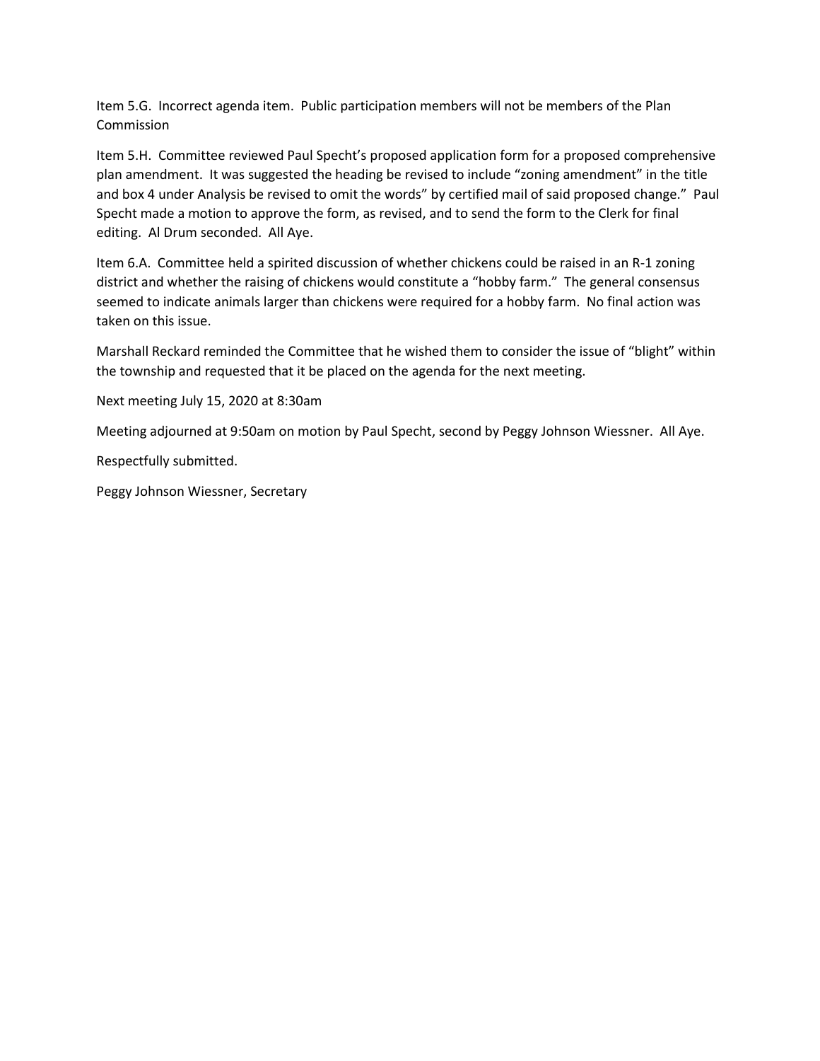Item 5.G. Incorrect agenda item. Public participation members will not be members of the Plan Commission

Item 5.H. Committee reviewed Paul Specht's proposed application form for a proposed comprehensive plan amendment. It was suggested the heading be revised to include "zoning amendment" in the title and box 4 under Analysis be revised to omit the words" by certified mail of said proposed change." Paul Specht made a motion to approve the form, as revised, and to send the form to the Clerk for final editing. Al Drum seconded. All Aye.

Item 6.A. Committee held a spirited discussion of whether chickens could be raised in an R-1 zoning district and whether the raising of chickens would constitute a "hobby farm." The general consensus seemed to indicate animals larger than chickens were required for a hobby farm. No final action was taken on this issue.

Marshall Reckard reminded the Committee that he wished them to consider the issue of "blight" within the township and requested that it be placed on the agenda for the next meeting.

Next meeting July 15, 2020 at 8:30am

Meeting adjourned at 9:50am on motion by Paul Specht, second by Peggy Johnson Wiessner. All Aye.

Respectfully submitted.

Peggy Johnson Wiessner, Secretary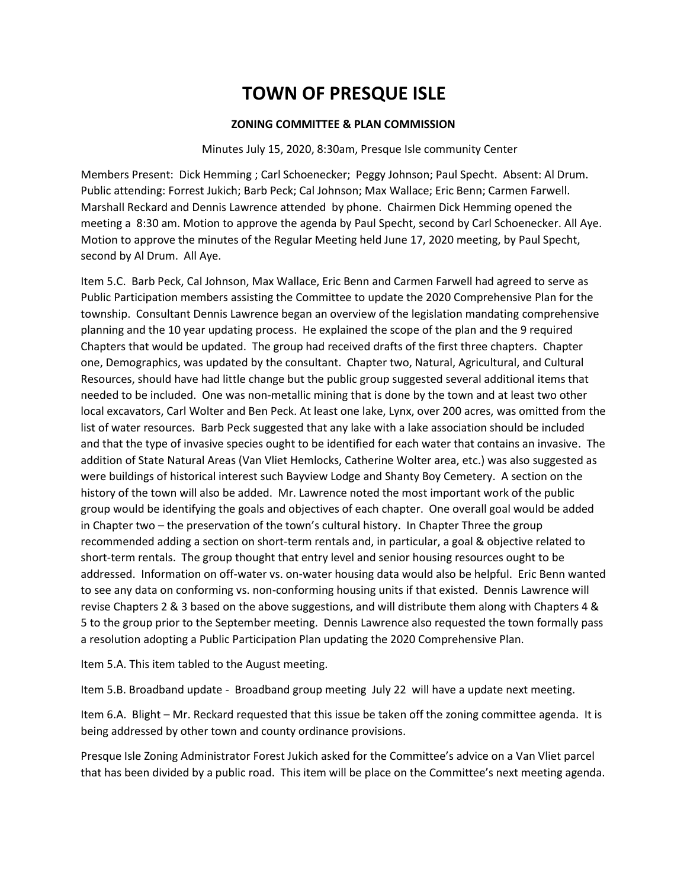# TOWN OF PRESQUE ISLE

## ZONING COMMITTEE & PLAN COMMISSION

Minutes July 15, 2020, 8:30am, Presque Isle community Center

Members Present: Dick Hemming ; Carl Schoenecker; Peggy Johnson; Paul Specht. Absent: Al Drum. Public attending: Forrest Jukich; Barb Peck; Cal Johnson; Max Wallace; Eric Benn; Carmen Farwell. Marshall Reckard and Dennis Lawrence attended by phone. Chairmen Dick Hemming opened the meeting a 8:30 am. Motion to approve the agenda by Paul Specht, second by Carl Schoenecker. All Aye. Motion to approve the minutes of the Regular Meeting held June 17, 2020 meeting, by Paul Specht, second by Al Drum. All Aye.

Item 5.C. Barb Peck, Cal Johnson, Max Wallace, Eric Benn and Carmen Farwell had agreed to serve as Public Participation members assisting the Committee to update the 2020 Comprehensive Plan for the township. Consultant Dennis Lawrence began an overview of the legislation mandating comprehensive planning and the 10 year updating process. He explained the scope of the plan and the 9 required Chapters that would be updated. The group had received drafts of the first three chapters. Chapter one, Demographics, was updated by the consultant. Chapter two, Natural, Agricultural, and Cultural Resources, should have had little change but the public group suggested several additional items that needed to be included. One was non-metallic mining that is done by the town and at least two other local excavators, Carl Wolter and Ben Peck. At least one lake, Lynx, over 200 acres, was omitted from the list of water resources. Barb Peck suggested that any lake with a lake association should be included and that the type of invasive species ought to be identified for each water that contains an invasive. The addition of State Natural Areas (Van Vliet Hemlocks, Catherine Wolter area, etc.) was also suggested as were buildings of historical interest such Bayview Lodge and Shanty Boy Cemetery. A section on the history of the town will also be added. Mr. Lawrence noted the most important work of the public group would be identifying the goals and objectives of each chapter. One overall goal would be added in Chapter two – the preservation of the town's cultural history. In Chapter Three the group recommended adding a section on short-term rentals and, in particular, a goal & objective related to short-term rentals. The group thought that entry level and senior housing resources ought to be addressed. Information on off-water vs. on-water housing data would also be helpful. Eric Benn wanted to see any data on conforming vs. non-conforming housing units if that existed. Dennis Lawrence will revise Chapters 2 & 3 based on the above suggestions, and will distribute them along with Chapters 4 & 5 to the group prior to the September meeting. Dennis Lawrence also requested the town formally pass a resolution adopting a Public Participation Plan updating the 2020 Comprehensive Plan.

Item 5.A. This item tabled to the August meeting.

Item 5.B. Broadband update - Broadband group meeting July 22 will have a update next meeting.

Item 6.A. Blight – Mr. Reckard requested that this issue be taken off the zoning committee agenda. It is being addressed by other town and county ordinance provisions.

Presque Isle Zoning Administrator Forest Jukich asked for the Committee's advice on a Van Vliet parcel that has been divided by a public road. This item will be place on the Committee's next meeting agenda.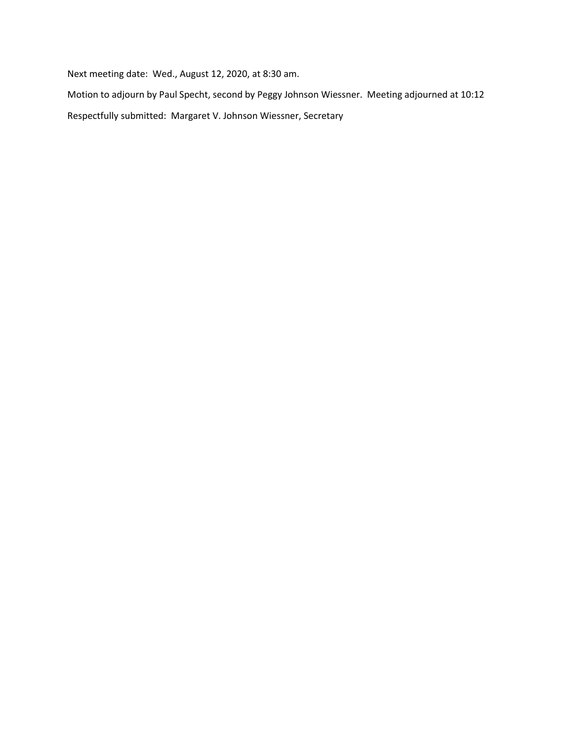Next meeting date: Wed., August 12, 2020, at 8:30 am.

Motion to adjourn by Paul Specht, second by Peggy Johnson Wiessner. Meeting adjourned at 10:12

Respectfully submitted: Margaret V. Johnson Wiessner, Secretary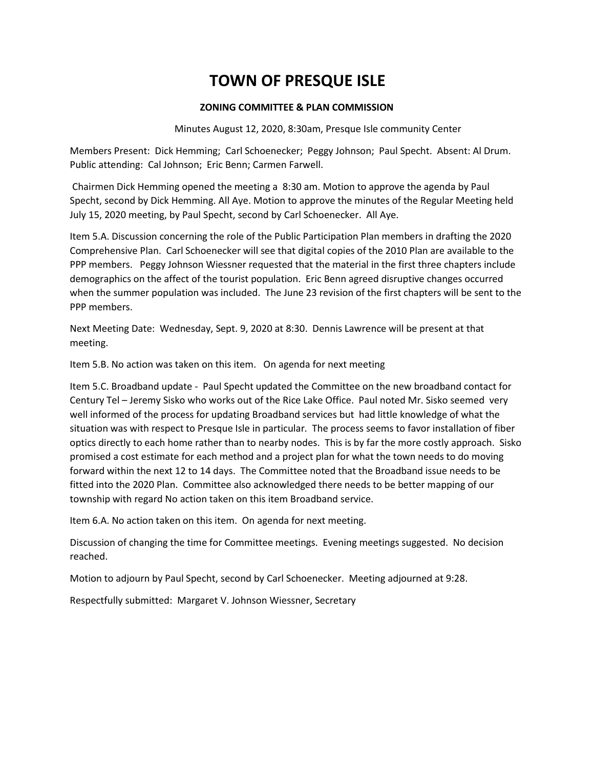# TOWN OF PRESQUE ISLE

**ZONING COMMITTEE & PLAN COMMISSION**

Minutes August 12, 2020, 8:30am, Presque Isle community Center

Members Present: Dick Hemming; Carl Schoenecker; Peggy Johnson; Paul Specht. Absent: Al Drum. Public attending: Cal Johnson; Eric Benn; Carmen Farwell.

Chairmen Dick Hemming opened the meeting a 8:30 am. Motion to approve the agenda by Paul Specht, second by Dick Hemming. All Aye. Motion to approve the minutes of the Regular Meeting held July 15, 2020 meeting, by Paul Specht, second by Carl Schoenecker. All Aye.

Item 5.A. Discussion concerning the role of the Public Participation Plan members in drafting the 2020 Comprehensive Plan. Carl Schoenecker will see that digital copies of the 2010 Plan are available to the PPP members. Peggy Johnson Wiessner requested that the material in the first three chapters include demographics on the affect of the tourist population. Eric Benn agreed disruptive changes occurred when the summer population was included. The June 23 revision of the first chapters will be sent to the PPP members.

Next Meeting Date: Wednesday, Sept. 9, 2020 at 8:30. Dennis Lawrence will be present at that meeting.

Item 5.B. No action was taken on this item. On agenda for next meeting

Item 5.C. Broadband update - Paul Specht updated the Committee on the new broadband contact for Century Tel – Jeremy Sisko who works out of the Rice Lake Office. Paul noted Mr. Sisko seemed very well informed of the process for updating Broadband services but had little knowledge of what the situation was with respect to Presque Isle in particular. The process seems to favor installation of fiber optics directly to each home rather than to nearby nodes. This is by far the more costly approach. Sisko promised a cost estimate for each method and a project plan for what the town needs to do moving forward within the next 12 to 14 days. The Committee noted that the Broadband issue needs to be fitted into the 2020 Plan. Committee also acknowledged there needs to be better mapping of our township with regard No action taken on this item Broadband service.

Item 6.A. No action taken on this item. On agenda for next meeting.

Discussion of changing the time for Committee meetings. Evening meetings suggested. No decision reached.

Motion to adjourn by Paul Specht, second by Carl Schoenecker. Meeting adjourned at 9:28.

Respectfully submitted: Margaret V. Johnson Wiessner, Secretary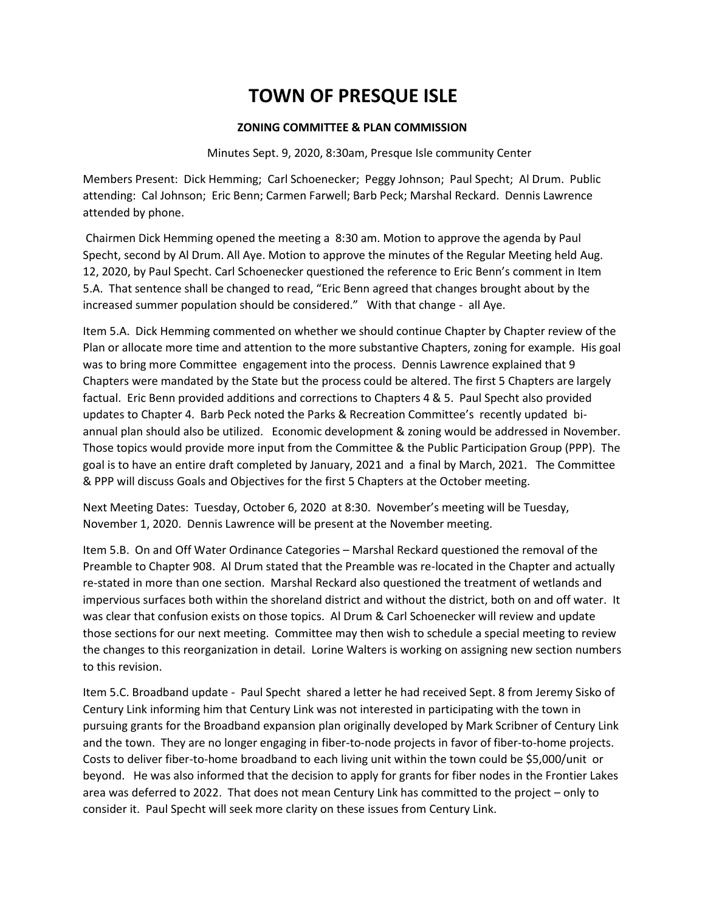# TOWN OF PRESQUE ISLE

## ZONING COMMITTEE & PLAN COMMISSION

Minutes Sept. 9, 2020, 8:30am, Presque Isle community Center

Members Present: Dick Hemming; Carl Schoenecker; Peggy Johnson; Paul Specht; Al Drum. Public attending: Cal Johnson; Eric Benn; Carmen Farwell; Barb Peck; Marshal Reckard. Dennis Lawrence attended by phone.

Chairmen Dick Hemming opened the meeting a 8:30 am. Motion to approve the agenda by Paul Specht, second by Al Drum. All Aye. Motion to approve the minutes of the Regular Meeting held Aug. 12, 2020, by Paul Specht. Carl Schoenecker questioned the reference to Eric Benn's comment in Item 5.A. That sentence shall be changed to read, "Eric Benn agreed that changes brought about by the increased summer population should be considered." With that change - all Aye.

Item 5.A. Dick Hemming commented on whether we should continue Chapter by Chapter review of the Plan or allocate more time and attention to the more substantive Chapters, zoning for example. His goal was to bring more Committee engagement into the process. Dennis Lawrence explained that 9 Chapters were mandated by the State but the process could be altered. The first 5 Chapters are largely factual. Eric Benn provided additions and corrections to Chapters 4 & 5. Paul Specht also provided updates to Chapter 4. Barb Peck noted the Parks & Recreation Committee's recently updated bi-annual plan should also be utilized. Economic development & zoning would be addressed in November. Those topics would provide more input from the Committee & the Public Participation Group (PPP). The goal is to have an entire draft completed by January, 2021 and a final by March, 2021. The Committee & PPP will discuss Goals and Objectives for the first 5 Chapters at the October meeting.

Next Meeting Dates: Tuesday, October 6, 2020 at 8:30. November's meeting will be Tuesday, November 1, 2020. Dennis Lawrence will be present at the November meeting.

Item 5.B. On and Off Water Ordinance Categories – Marshal Reckard questioned the removal of the Preamble to Chapter 908. Al Drum stated that the Preamble was re-located in the Chapter and actually re-stated in more than one section. Marshal Reckard also questioned the treatment of wetlands and impervious surfaces both within the shoreland district and without the district, both on and off water. It was clear that confusion exists on those topics. Al Drum & Carl Schoenecker will review and update those sections for our next meeting. Committee may then wish to schedule a special meeting to review the changes to this reorganization in detail. Lorine Walters is working on assigning new section numbers to this revision.

Item 5.C. Broadband update - Paul Specht shared a letter he had received Sept. 8 from Jeremy Sisko of Century Link informing him that Century Link was not interested in participating with the town in pursuing grants for the Broadband expansion plan originally developed by Mark Scribner of Century Link and the town. They are no longer engaging in fiber-to-node projects in favor of fiber-to-home projects. Costs to deliver fiber-to-home broadband to each living unit within the town could be $5,000/unit or beyond. He was also informed that the decision to apply for grants for fiber nodes in the Frontier Lakes area was deferred to 2022. That does not mean Century Link has committed to the project – only to consider it. Paul Specht will seek more clarity on these issues from Century Link.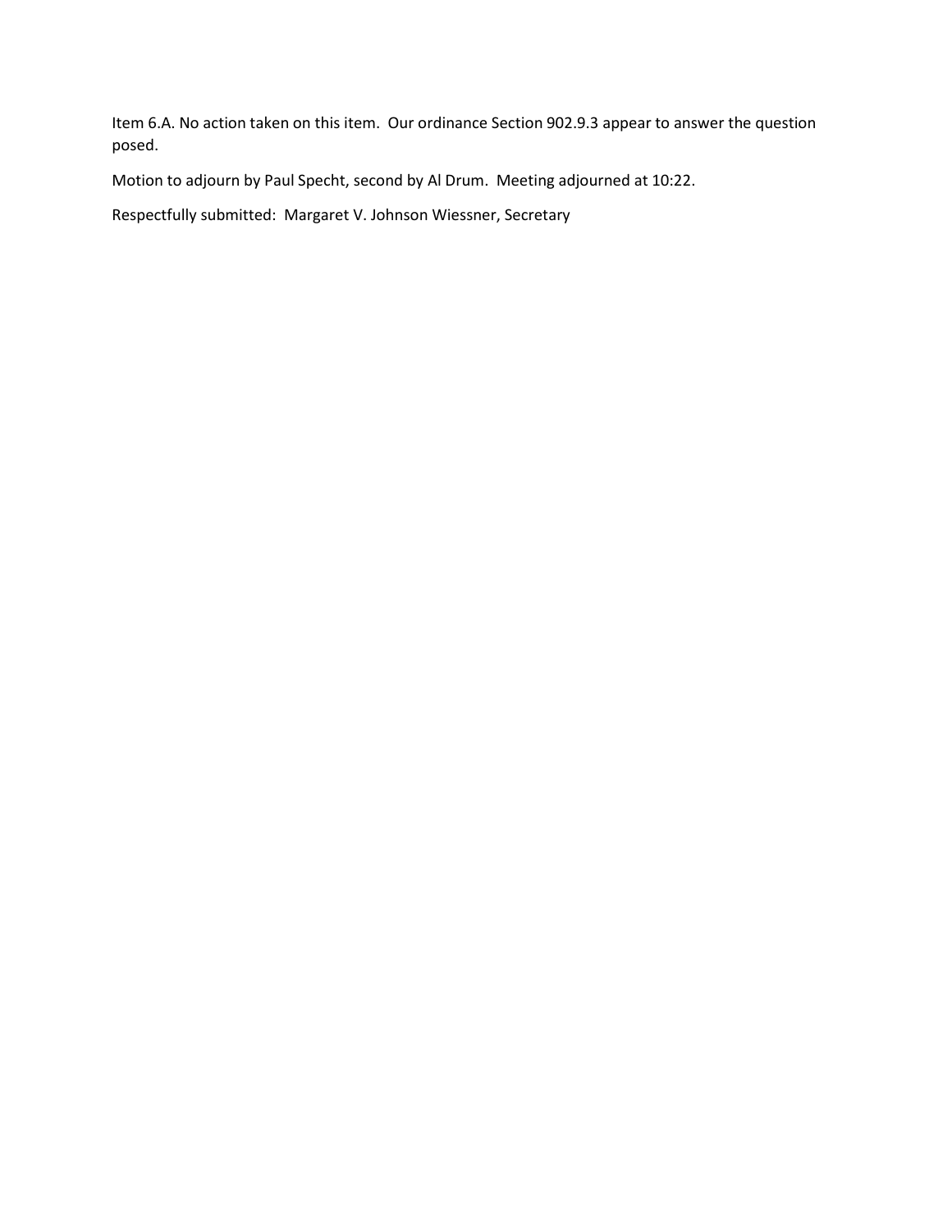Item 6.A. No action taken on this item. Our ordinance Section 902.9.3 appear to answer the question posed.

Motion to adjourn by Paul Specht, second by Al Drum. Meeting adjourned at 10:22.

Respectfully submitted: Margaret V. Johnson Wiessner, Secretary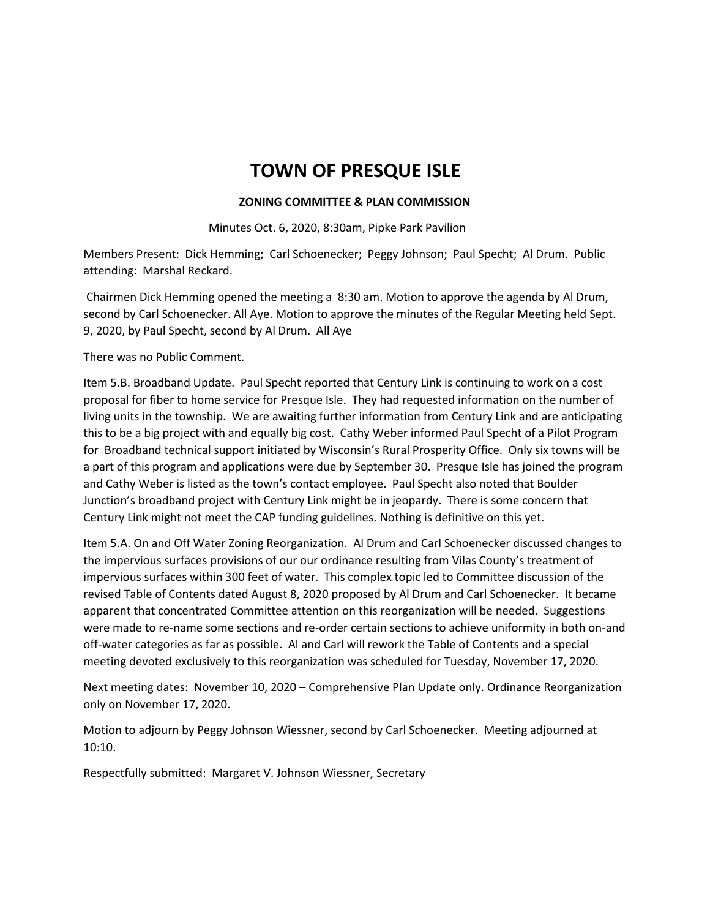# TOWN OF PRESQUE ISLE

**ZONING COMMITTEE & PLAN COMMISSION**

Minutes Oct. 6, 2020, 8:30am, Pipke Park Pavilion

Members Present: Dick Hemming; Carl Schoenecker; Peggy Johnson; Paul Specht; Al Drum. Public attending: Marshal Reckard.

Chairmen Dick Hemming opened the meeting a 8:30 am. Motion to approve the agenda by Al Drum, second by Carl Schoenecker. All Aye. Motion to approve the minutes of the Regular Meeting held Sept. 9, 2020, by Paul Specht, second by Al Drum. All Aye

There was no Public Comment.

Item 5.B. Broadband Update. Paul Specht reported that Century Link is continuing to work on a cost proposal for fiber to home service for Presque Isle. They had requested information on the number of living units in the township. We are awaiting further information from Century Link and are anticipating this to be a big project with and equally big cost. Cathy Weber informed Paul Specht of a Pilot Program for Broadband technical support initiated by Wisconsin's Rural Prosperity Office. Only six towns will be a part of this program and applications were due by September 30. Presque Isle has joined the program and Cathy Weber is listed as the town's contact employee. Paul Specht also noted that Boulder Junction's broadband project with Century Link might be in jeopardy. There is some concern that Century Link might not meet the CAP funding guidelines. Nothing is definitive on this yet.

Item 5.A. On and Off Water Zoning Reorganization. Al Drum and Carl Schoenecker discussed changes to the impervious surfaces provisions of our our ordinance resulting from Vilas County's treatment of impervious surfaces within 300 feet of water. This complex topic led to Committee discussion of the revised Table of Contents dated August 8, 2020 proposed by Al Drum and Carl Schoenecker. It became apparent that concentrated Committee attention on this reorganization will be needed. Suggestions were made to re-name some sections and re-order certain sections to achieve uniformity in both on-and off-water categories as far as possible. Al and Carl will rework the Table of Contents and a special meeting devoted exclusively to this reorganization was scheduled for Tuesday, November 17, 2020.

Next meeting dates: November 10, 2020 – Comprehensive Plan Update only. Ordinance Reorganization only on November 17, 2020.

Motion to adjourn by Peggy Johnson Wiessner, second by Carl Schoenecker. Meeting adjourned at 10:10.

Respectfully submitted: Margaret V. Johnson Wiessner, Secretary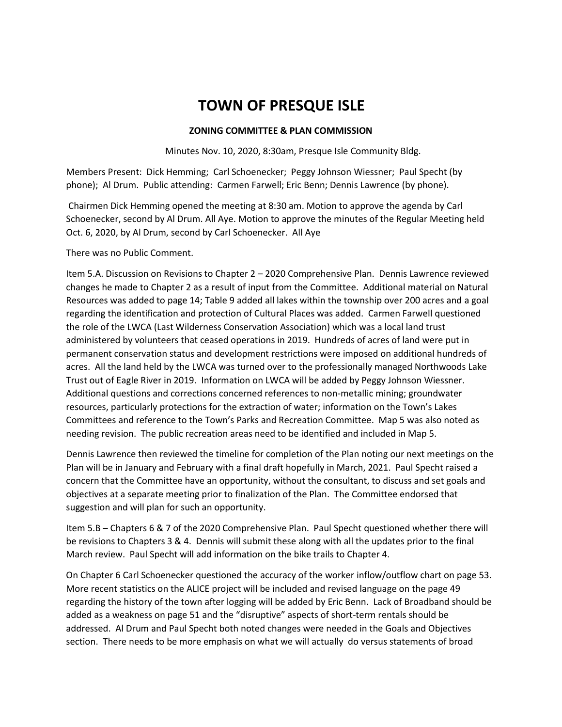# TOWN OF PRESQUE ISLE

**ZONING COMMITTEE & PLAN COMMISSION**

Minutes Nov. 10, 2020, 8:30am, Presque Isle Community Bldg.

Members Present: Dick Hemming; Carl Schoenecker; Peggy Johnson Wiessner; Paul Specht (by phone); Al Drum. Public attending: Carmen Farwell; Eric Benn; Dennis Lawrence (by phone).

Chairmen Dick Hemming opened the meeting at 8:30 am. Motion to approve the agenda by Carl Schoenecker, second by Al Drum. All Aye. Motion to approve the minutes of the Regular Meeting held Oct. 6, 2020, by Al Drum, second by Carl Schoenecker. All Aye

There was no Public Comment.

Item 5.A. Discussion on Revisions to Chapter 2 – 2020 Comprehensive Plan. Dennis Lawrence reviewed changes he made to Chapter 2 as a result of input from the Committee. Additional material on Natural Resources was added to page 14; Table 9 added all lakes within the township over 200 acres and a goal regarding the identification and protection of Cultural Places was added. Carmen Farwell questioned the role of the LWCA (Last Wilderness Conservation Association) which was a local land trust administered by volunteers that ceased operations in 2019. Hundreds of acres of land were put in permanent conservation status and development restrictions were imposed on additional hundreds of acres. All the land held by the LWCA was turned over to the professionally managed Northwoods Lake Trust out of Eagle River in 2019. Information on LWCA will be added by Peggy Johnson Wiessner. Additional questions and corrections concerned references to non-metallic mining; groundwater resources, particularly protections for the extraction of water; information on the Town's Lakes Committees and reference to the Town's Parks and Recreation Committee. Map 5 was also noted as needing revision. The public recreation areas need to be identified and included in Map 5.

Dennis Lawrence then reviewed the timeline for completion of the Plan noting our next meetings on the Plan will be in January and February with a final draft hopefully in March, 2021. Paul Specht raised a concern that the Committee have an opportunity, without the consultant, to discuss and set goals and objectives at a separate meeting prior to finalization of the Plan. The Committee endorsed that suggestion and will plan for such an opportunity.

Item 5.B – Chapters 6 & 7 of the 2020 Comprehensive Plan. Paul Specht questioned whether there will be revisions to Chapters 3 & 4. Dennis will submit these along with all the updates prior to the final March review. Paul Specht will add information on the bike trails to Chapter 4.

On Chapter 6 Carl Schoenecker questioned the accuracy of the worker inflow/outflow chart on page 53. More recent statistics on the ALICE project will be included and revised language on the page 49 regarding the history of the town after logging will be added by Eric Benn. Lack of Broadband should be added as a weakness on page 51 and the "disruptive" aspects of short-term rentals should be addressed. Al Drum and Paul Specht both noted changes were needed in the Goals and Objectives section. There needs to be more emphasis on what we will actually do versus statements of broad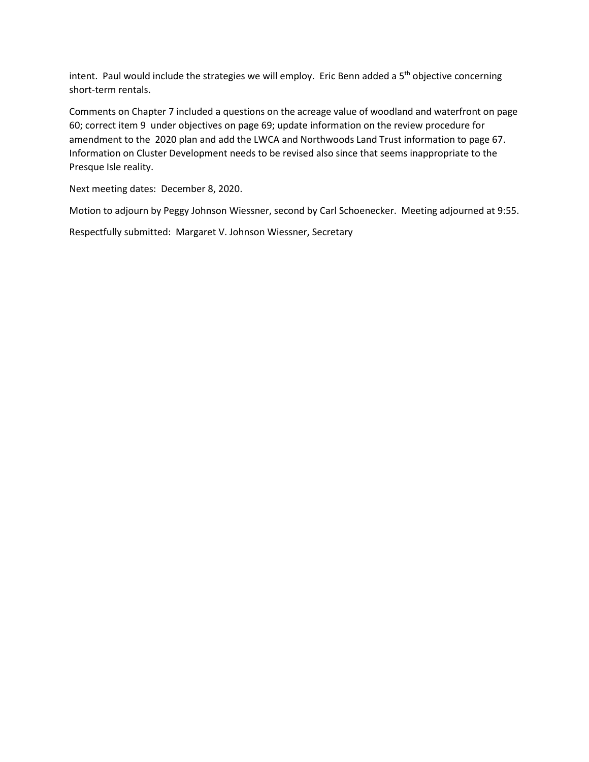intent. Paul would include the strategies we will employ. Eric Benn added a 5th objective concerning short-term rentals.

Comments on Chapter 7 included a questions on the acreage value of woodland and waterfront on page 60; correct item 9 under objectives on page 69; update information on the review procedure for amendment to the 2020 plan and add the LWCA and Northwoods Land Trust information to page 67. Information on Cluster Development needs to be revised also since that seems inappropriate to the Presque Isle reality.

Next meeting dates: December 8, 2020.

Motion to adjourn by Peggy Johnson Wiessner, second by Carl Schoenecker. Meeting adjourned at 9:55.

Respectfully submitted: Margaret V. Johnson Wiessner, Secretary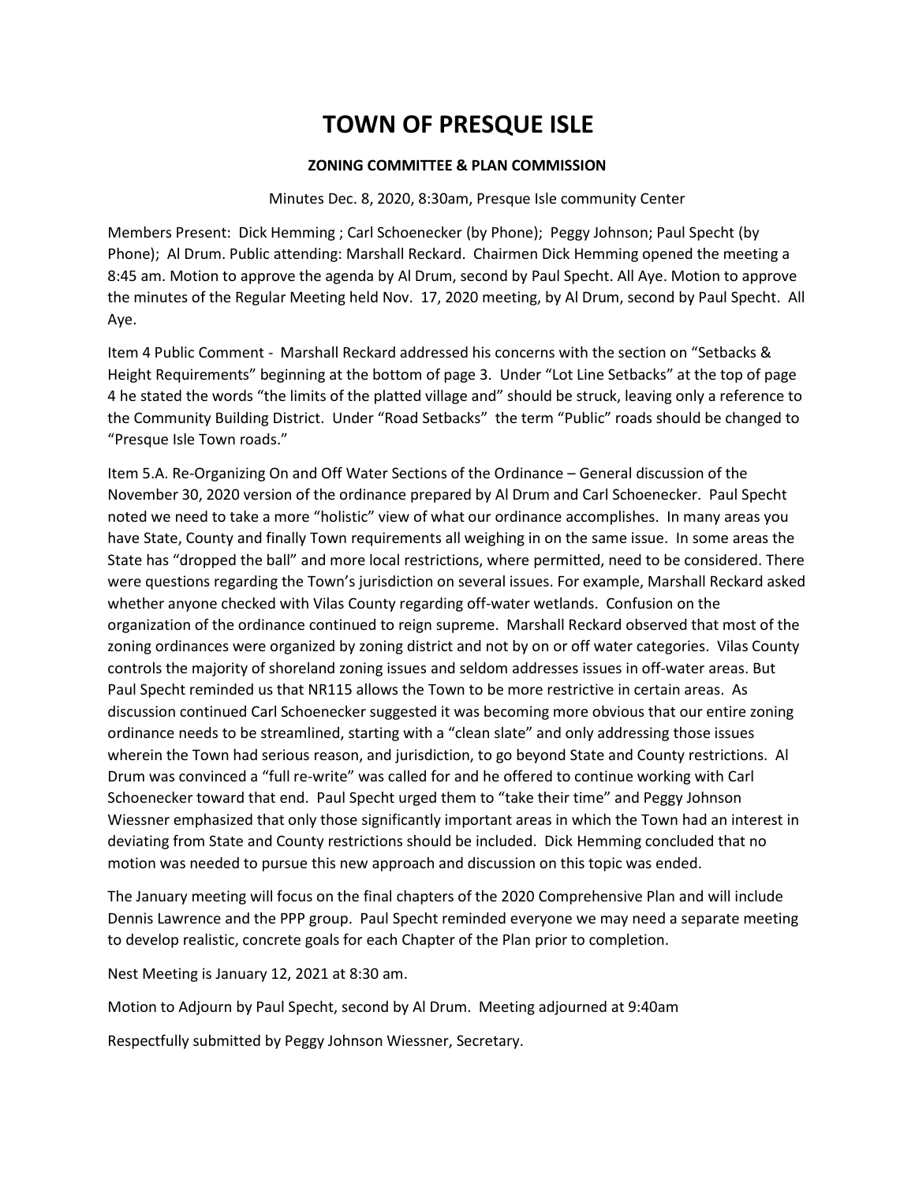# TOWN OF PRESQUE ISLE

## ZONING COMMITTEE & PLAN COMMISSION

Minutes Dec. 8, 2020, 8:30am, Presque Isle community Center

Members Present: Dick Hemming ; Carl Schoenecker (by Phone); Peggy Johnson; Paul Specht (by Phone); Al Drum. Public attending: Marshall Reckard. Chairmen Dick Hemming opened the meeting a 8:45 am. Motion to approve the agenda by Al Drum, second by Paul Specht. All Aye. Motion to approve the minutes of the Regular Meeting held Nov. 17, 2020 meeting, by Al Drum, second by Paul Specht. All Aye.

Item 4 Public Comment - Marshall Reckard addressed his concerns with the section on "Setbacks & Height Requirements" beginning at the bottom of page 3. Under "Lot Line Setbacks" at the top of page 4 he stated the words "the limits of the platted village and" should be struck, leaving only a reference to the Community Building District. Under "Road Setbacks" the term "Public" roads should be changed to "Presque Isle Town roads."

Item 5.A. Re-Organizing On and Off Water Sections of the Ordinance – General discussion of the November 30, 2020 version of the ordinance prepared by Al Drum and Carl Schoenecker. Paul Specht noted we need to take a more "holistic" view of what our ordinance accomplishes. In many areas you have State, County and finally Town requirements all weighing in on the same issue. In some areas the State has "dropped the ball" and more local restrictions, where permitted, need to be considered. There were questions regarding the Town's jurisdiction on several issues. For example, Marshall Reckard asked whether anyone checked with Vilas County regarding off-water wetlands. Confusion on the organization of the ordinance continued to reign supreme. Marshall Reckard observed that most of the zoning ordinances were organized by zoning district and not by on or off water categories. Vilas County controls the majority of shoreland zoning issues and seldom addresses issues in off-water areas. But Paul Specht reminded us that NR115 allows the Town to be more restrictive in certain areas. As discussion continued Carl Schoenecker suggested it was becoming more obvious that our entire zoning ordinance needs to be streamlined, starting with a "clean slate" and only addressing those issues wherein the Town had serious reason, and jurisdiction, to go beyond State and County restrictions. Al Drum was convinced a "full re-write" was called for and he offered to continue working with Carl Schoenecker toward that end. Paul Specht urged them to "take their time" and Peggy Johnson Wiessner emphasized that only those significantly important areas in which the Town had an interest in deviating from State and County restrictions should be included. Dick Hemming concluded that no motion was needed to pursue this new approach and discussion on this topic was ended.

The January meeting will focus on the final chapters of the 2020 Comprehensive Plan and will include Dennis Lawrence and the PPP group. Paul Specht reminded everyone we may need a separate meeting to develop realistic, concrete goals for each Chapter of the Plan prior to completion.

Nest Meeting is January 12, 2021 at 8:30 am.

Motion to Adjourn by Paul Specht, second by Al Drum. Meeting adjourned at 9:40am

Respectfully submitted by Peggy Johnson Wiessner, Secretary.